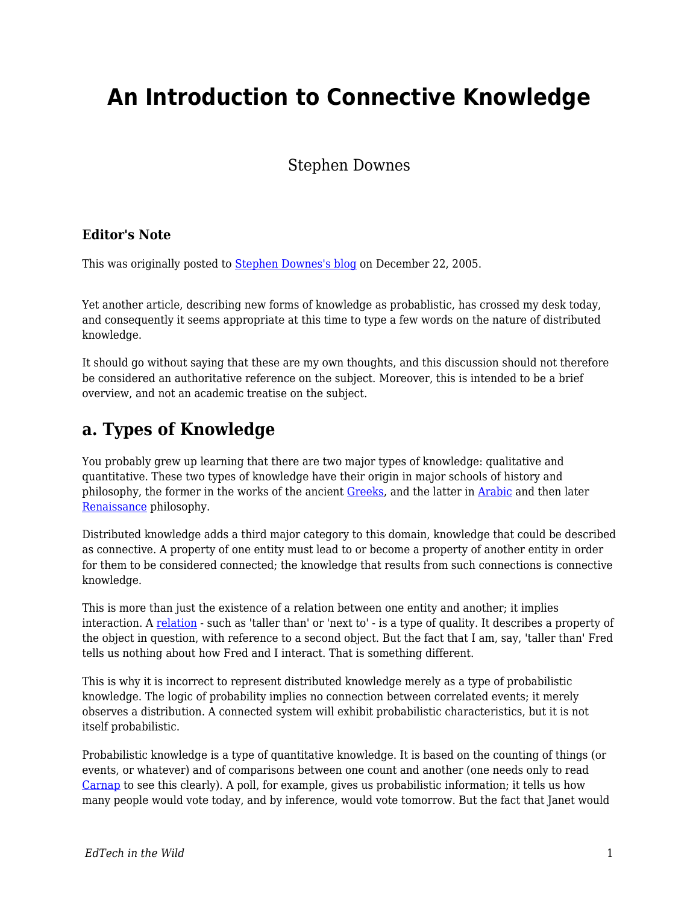# An Introduction to Connective Knowledge

Stephen Downes

### Editor's Note

This was originally posted to Stephen Downes's blog on December 22, 2005.

Yet another article, describing new forms of knowledge as probablistic, has crossed my desk today, and consequently it seems appropriate at this time to type a few words on the nature of distributed knowledge.

It should go without saying that these are my own thoughts, and this discussion should not therefore be considered an authoritative reference on the subject. Moreover, this is intended to be a brief overview, and not an academic treatise on the subject.

## a. Types of Knowledge

You probably grew up learning that there are two major types of knowledge: qualitative and quantitative. These two types of knowledge have their origin in major schools of history and philosophy, the former in the works of the ancient Greeks, and the latter in Arabic and then later Renaissance philosophy.

Distributed knowledge adds a third major category to this domain, knowledge that could be described as connective. A property of one entity must lead to or become a property of another entity in order for them to be considered connected; the knowledge that results from such connections is connective knowledge.

This is more than just the existence of a relation between one entity and another; it implies interaction. A relation - such as 'taller than' or 'next to' - is a type of quality. It describes a property of the object in question, with reference to a second object. But the fact that I am, say, 'taller than' Fred tells us nothing about how Fred and I interact. That is something different.

This is why it is incorrect to represent distributed knowledge merely as a type of probabilistic knowledge. The logic of probability implies no connection between correlated events; it merely observes a distribution. A connected system will exhibit probabilistic characteristics, but it is not itself probabilistic.

Probabilistic knowledge is a type of quantitative knowledge. It is based on the counting of things (or events, or whatever) and of comparisons between one count and another (one needs only to read Carnap to see this clearly). A poll, for example, gives us probabilistic information; it tells us how many people would vote today, and by inference, would vote tomorrow. But the fact that Janet would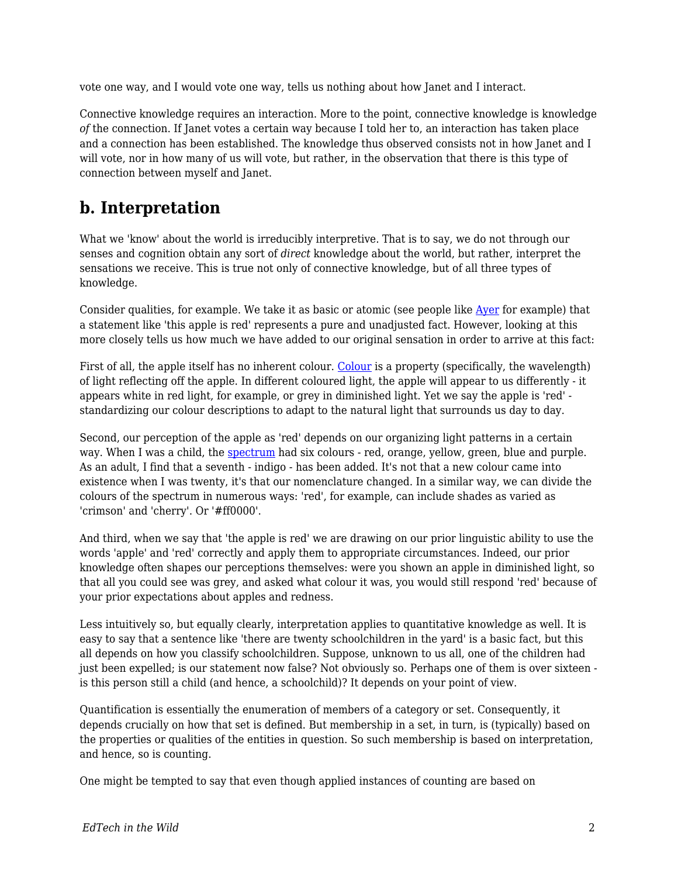vote one way, and I would vote one way, tells us nothing about how Janet and I interact.

Connective knowledge requires an interaction. More to the point, connective knowledge is knowledge *of* the connection. If Janet votes a certain way because I told her to, an interaction has taken place and a connection has been established. The knowledge thus observed consists not in how Janet and I will vote, nor in how many of us will vote, but rather, in the observation that there is this type of connection between myself and Janet.

## b. Interpretation

What we 'know' about the world is irreducibly interpretive. That is to say, we do not through our senses and cognition obtain any sort of *direct* knowledge about the world, but rather, interpret the sensations we receive. This is true not only of connective knowledge, but of all three types of knowledge.

Consider qualities, for example. We take it as basic or atomic (see people like Ayer for example) that a statement like 'this apple is red' represents a pure and unadjusted fact. However, looking at this more closely tells us how much we have added to our original sensation in order to arrive at this fact:

First of all, the apple itself has no inherent colour. Colour is a property (specifically, the wavelength) of light reflecting off the apple. In different coloured light, the apple will appear to us differently - it appears white in red light, for example, or grey in diminished light. Yet we say the apple is 'red' - standardizing our colour descriptions to adapt to the natural light that surrounds us day to day.

Second, our perception of the apple as 'red' depends on our organizing light patterns in a certain way. When I was a child, the spectrum had six colours - red, orange, yellow, green, blue and purple. As an adult, I find that a seventh - indigo - has been added. It's not that a new colour came into existence when I was twenty, it's that our nomenclature changed. In a similar way, we can divide the colours of the spectrum in numerous ways: 'red', for example, can include shades as varied as 'crimson' and 'cherry'. Or '#ff0000'.

And third, when we say that 'the apple is red' we are drawing on our prior linguistic ability to use the words 'apple' and 'red' correctly and apply them to appropriate circumstances. Indeed, our prior knowledge often shapes our perceptions themselves: were you shown an apple in diminished light, so that all you could see was grey, and asked what colour it was, you would still respond 'red' because of your prior expectations about apples and redness.

Less intuitively so, but equally clearly, interpretation applies to quantitative knowledge as well. It is easy to say that a sentence like 'there are twenty schoolchildren in the yard' is a basic fact, but this all depends on how you classify schoolchildren. Suppose, unknown to us all, one of the children had just been expelled; is our statement now false? Not obviously so. Perhaps one of them is over sixteen - is this person still a child (and hence, a schoolchild)? It depends on your point of view.

Quantification is essentially the enumeration of members of a category or set. Consequently, it depends crucially on how that set is defined. But membership in a set, in turn, is (typically) based on the properties or qualities of the entities in question. So such membership is based on interpretation, and hence, so is counting.

One might be tempted to say that even though applied instances of counting are based on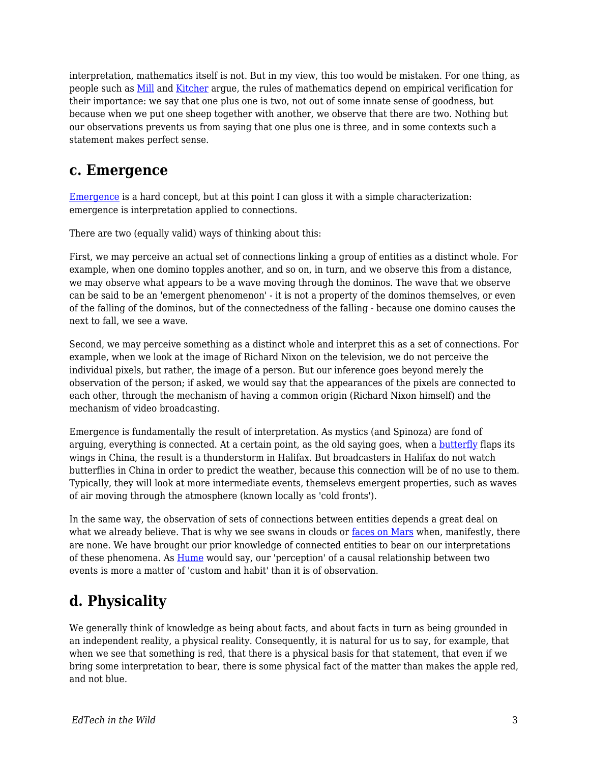interpretation, mathematics itself is not. But in my view, this too would be mistaken. For one thing, as people such as Mill and Kitcher argue, the rules of mathematics depend on empirical verification for their importance: we say that one plus one is two, not out of some innate sense of goodness, but because when we put one sheep together with another, we observe that there are two. Nothing but our observations prevents us from saying that one plus one is three, and in some contexts such a statement makes perfect sense.

## c. Emergence

Emergence is a hard concept, but at this point I can gloss it with a simple characterization: emergence is interpretation applied to connections.

There are two (equally valid) ways of thinking about this:

First, we may perceive an actual set of connections linking a group of entities as a distinct whole. For example, when one domino topples another, and so on, in turn, and we observe this from a distance, we may observe what appears to be a wave moving through the dominos. The wave that we observe can be said to be an 'emergent phenomenon' - it is not a property of the dominos themselves, or even of the falling of the dominos, but of the connectedness of the falling - because one domino causes the next to fall, we see a wave.

Second, we may perceive something as a distinct whole and interpret this as a set of connections. For example, when we look at the image of Richard Nixon on the television, we do not perceive the individual pixels, but rather, the image of a person. But our inference goes beyond merely the observation of the person; if asked, we would say that the appearances of the pixels are connected to each other, through the mechanism of having a common origin (Richard Nixon himself) and the mechanism of video broadcasting.

Emergence is fundamentally the result of interpretation. As mystics (and Spinoza) are fond of arguing, everything is connected. At a certain point, as the old saying goes, when a butterfly flaps its wings in China, the result is a thunderstorm in Halifax. But broadcasters in Halifax do not watch butterflies in China in order to predict the weather, because this connection will be of no use to them. Typically, they will look at more intermediate events, themselevs emergent properties, such as waves of air moving through the atmosphere (known locally as 'cold fronts').

In the same way, the observation of sets of connections between entities depends a great deal on what we already believe. That is why we see swans in clouds or faces on Mars when, manifestly, there are none. We have brought our prior knowledge of connected entities to bear on our interpretations of these phenomena. As Hume would say, our 'perception' of a causal relationship between two events is more a matter of 'custom and habit' than it is of observation.

## d. Physicality

We generally think of knowledge as being about facts, and about facts in turn as being grounded in an independent reality, a physical reality. Consequently, it is natural for us to say, for example, that when we see that something is red, that there is a physical basis for that statement, that even if we bring some interpretation to bear, there is some physical fact of the matter than makes the apple red, and not blue.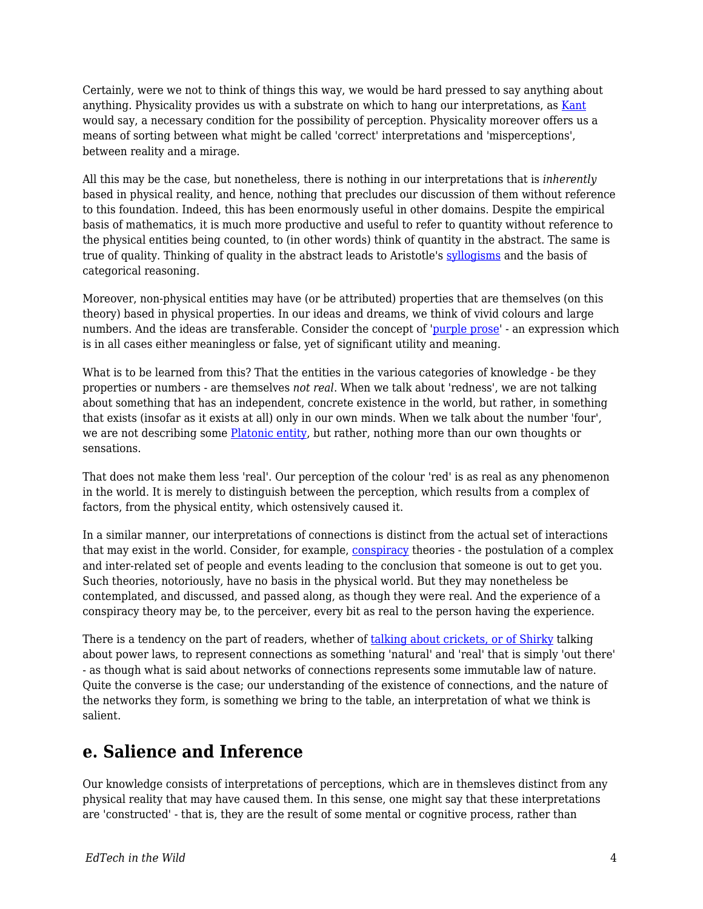Certainly, were we not to think of things this way, we would be hard pressed to say anything about anything. Physicality provides us with a substrate on which to hang our interpretations, as Kant would say, a necessary condition for the possibility of perception. Physicality moreover offers us a means of sorting between what might be called 'correct' interpretations and 'misperceptions', between reality and a mirage.

All this may be the case, but nonetheless, there is nothing in our interpretations that is *inherently* based in physical reality, and hence, nothing that precludes our discussion of them without reference to this foundation. Indeed, this has been enormously useful in other domains. Despite the empirical basis of mathematics, it is much more productive and useful to refer to quantity without reference to the physical entities being counted, to (in other words) think of quantity in the abstract. The same is true of quality. Thinking of quality in the abstract leads to Aristotle's syllogisms and the basis of categorical reasoning.

Moreover, non-physical entities may have (or be attributed) properties that are themselves (on this theory) based in physical properties. In our ideas and dreams, we think of vivid colours and large numbers. And the ideas are transferable. Consider the concept of 'purple prose' - an expression which is in all cases either meaningless or false, yet of significant utility and meaning.

What is to be learned from this? That the entities in the various categories of knowledge - be they properties or numbers - are themselves *not real*. When we talk about 'redness', we are not talking about something that has an independent, concrete existence in the world, but rather, in something that exists (insofar as it exists at all) only in our own minds. When we talk about the number 'four', we are not describing some Platonic entity, but rather, nothing more than our own thoughts or sensations.

That does not make them less 'real'. Our perception of the colour 'red' is as real as any phenomenon in the world. It is merely to distinguish between the perception, which results from a complex of factors, from the physical entity, which ostensively caused it.

In a similar manner, our interpretations of connections is distinct from the actual set of interactions that may exist in the world. Consider, for example, conspiracy theories - the postulation of a complex and inter-related set of people and events leading to the conclusion that someone is out to get you. Such theories, notoriously, have no basis in the physical world. But they may nonetheless be contemplated, and discussed, and passed along, as though they were real. And the experience of a conspiracy theory may be, to the perceiver, every bit as real to the person having the experience.

There is a tendency on the part of readers, whether of talking about crickets, or of Shirky talking about power laws, to represent connections as something 'natural' and 'real' that is simply 'out there' - as though what is said about networks of connections represents some immutable law of nature. Quite the converse is the case; our understanding of the existence of connections, and the nature of the networks they form, is something we bring to the table, an interpretation of what we think is salient.

## e. Salience and Inference

Our knowledge consists of interpretations of perceptions, which are in themsleves distinct from any physical reality that may have caused them. In this sense, one might say that these interpretations are 'constructed' - that is, they are the result of some mental or cognitive process, rather than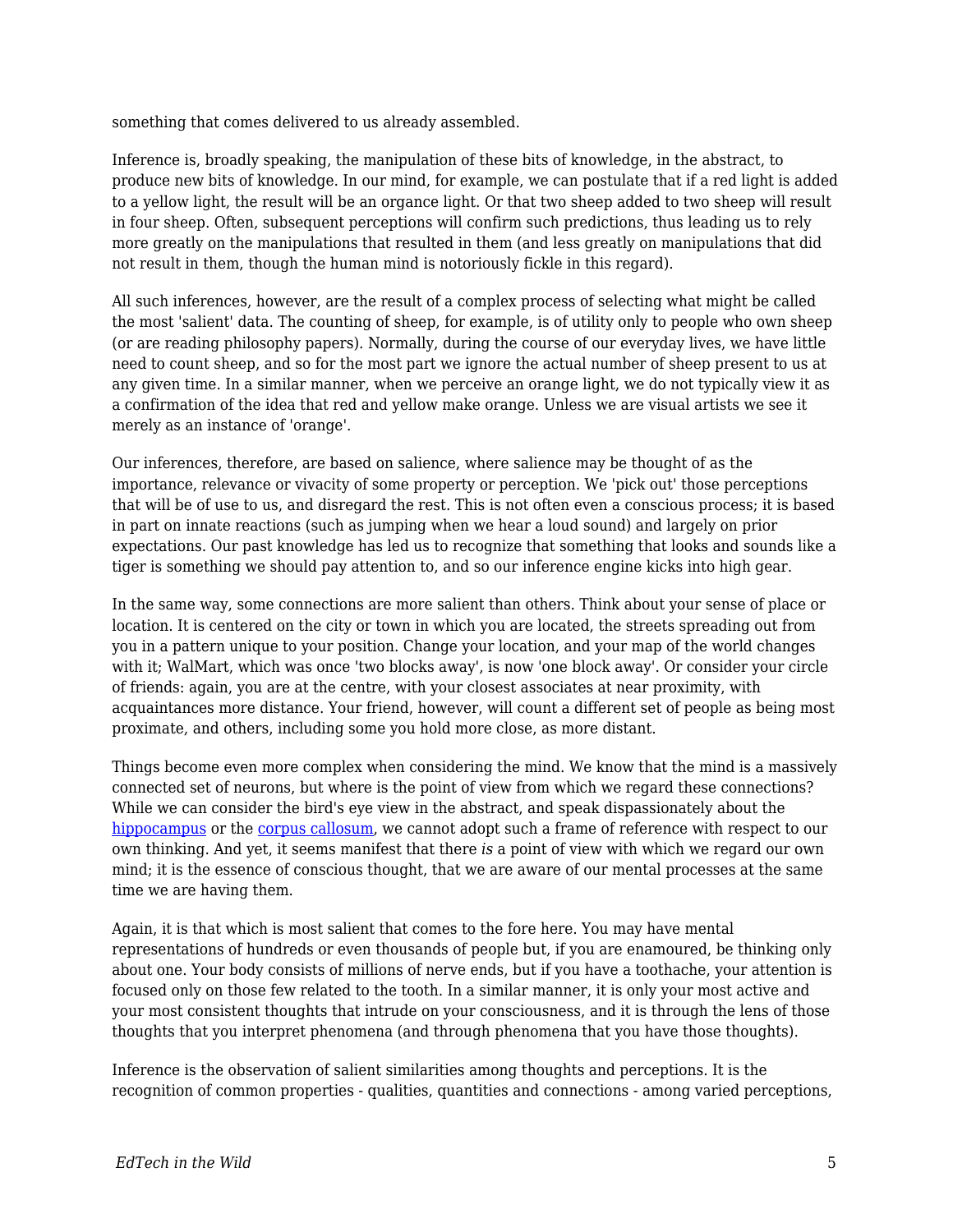something that comes delivered to us already assembled.

Inference is, broadly speaking, the manipulation of these bits of knowledge, in the abstract, to produce new bits of knowledge. In our mind, for example, we can postulate that if a red light is added to a yellow light, the result will be an organce light. Or that two sheep added to two sheep will result in four sheep. Often, subsequent perceptions will confirm such predictions, thus leading us to rely more greatly on the manipulations that resulted in them (and less greatly on manipulations that did not result in them, though the human mind is notoriously fickle in this regard).

All such inferences, however, are the result of a complex process of selecting what might be called the most 'salient' data. The counting of sheep, for example, is of utility only to people who own sheep (or are reading philosophy papers). Normally, during the course of our everyday lives, we have little need to count sheep, and so for the most part we ignore the actual number of sheep present to us at any given time. In a similar manner, when we perceive an orange light, we do not typically view it as a confirmation of the idea that red and yellow make orange. Unless we are visual artists we see it merely as an instance of 'orange'.

Our inferences, therefore, are based on salience, where salience may be thought of as the importance, relevance or vivacity of some property or perception. We 'pick out' those perceptions that will be of use to us, and disregard the rest. This is not often even a conscious process; it is based in part on innate reactions (such as jumping when we hear a loud sound) and largely on prior expectations. Our past knowledge has led us to recognize that something that looks and sounds like a tiger is something we should pay attention to, and so our inference engine kicks into high gear.

In the same way, some connections are more salient than others. Think about your sense of place or location. It is centered on the city or town in which you are located, the streets spreading out from you in a pattern unique to your position. Change your location, and your map of the world changes with it; WalMart, which was once 'two blocks away', is now 'one block away'. Or consider your circle of friends: again, you are at the centre, with your closest associates at near proximity, with acquaintances more distance. Your friend, however, will count a different set of people as being most proximate, and others, including some you hold more close, as more distant.

Things become even more complex when considering the mind. We know that the mind is a massively connected set of neurons, but where is the point of view from which we regard these connections? While we can consider the bird's eye view in the abstract, and speak dispassionately about the hippocampus or the corpus callosum, we cannot adopt such a frame of reference with respect to our own thinking. And yet, it seems manifest that there *is* a point of view with which we regard our own mind; it is the essence of conscious thought, that we are aware of our mental processes at the same time we are having them.

Again, it is that which is most salient that comes to the fore here. You may have mental representations of hundreds or even thousands of people but, if you are enamoured, be thinking only about one. Your body consists of millions of nerve ends, but if you have a toothache, your attention is focused only on those few related to the tooth. In a similar manner, it is only your most active and your most consistent thoughts that intrude on your consciousness, and it is through the lens of those thoughts that you interpret phenomena (and through phenomena that you have those thoughts).

Inference is the observation of salient similarities among thoughts and perceptions. It is the recognition of common properties - qualities, quantities and connections - among varied perceptions,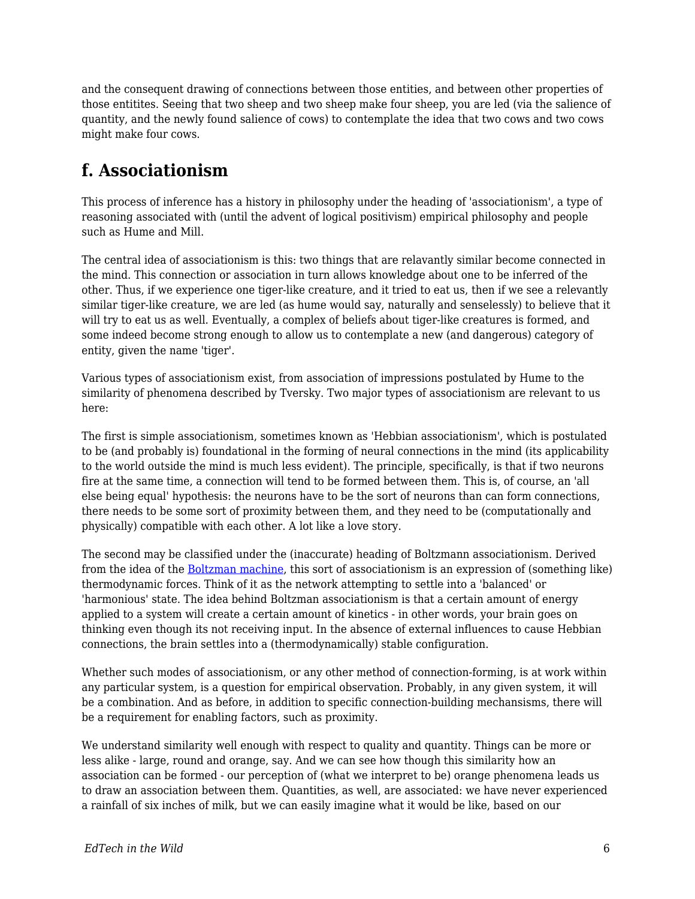and the consequent drawing of connections between those entities, and between other properties of those entitites. Seeing that two sheep and two sheep make four sheep, you are led (via the salience of quantity, and the newly found salience of cows) to contemplate the idea that two cows and two cows might make four cows.

## f. Associationism

This process of inference has a history in philosophy under the heading of 'associationism', a type of reasoning associated with (until the advent of logical positivism) empirical philosophy and people such as Hume and Mill.

The central idea of associationism is this: two things that are relavantly similar become connected in the mind. This connection or association in turn allows knowledge about one to be inferred of the other. Thus, if we experience one tiger-like creature, and it tried to eat us, then if we see a relevantly similar tiger-like creature, we are led (as hume would say, naturally and senselessly) to believe that it will try to eat us as well. Eventually, a complex of beliefs about tiger-like creatures is formed, and some indeed become strong enough to allow us to contemplate a new (and dangerous) category of entity, given the name 'tiger'.

Various types of associationism exist, from association of impressions postulated by Hume to the similarity of phenomena described by Tversky. Two major types of associationism are relevant to us here:

The first is simple associationism, sometimes known as 'Hebbian associationism', which is postulated to be (and probably is) foundational in the forming of neural connections in the mind (its applicability to the world outside the mind is much less evident). The principle, specifically, is that if two neurons fire at the same time, a connection will tend to be formed between them. This is, of course, an 'all else being equal' hypothesis: the neurons have to be the sort of neurons than can form connections, there needs to be some sort of proximity between them, and they need to be (computationally and physically) compatible with each other. A lot like a love story.

The second may be classified under the (inaccurate) heading of Boltzmann associationism. Derived from the idea of the [Boltzman machine](), this sort of associationism is an expression of (something like) thermodynamic forces. Think of it as the network attempting to settle into a 'balanced' or 'harmonious' state. The idea behind Boltzman associationism is that a certain amount of energy applied to a system will create a certain amount of kinetics - in other words, your brain goes on thinking even though its not receiving input. In the absence of external influences to cause Hebbian connections, the brain settles into a (thermodynamically) stable configuration.

Whether such modes of associationism, or any other method of connection-forming, is at work within any particular system, is a question for empirical observation. Probably, in any given system, it will be a combination. And as before, in addition to specific connection-building mechansisms, there will be a requirement for enabling factors, such as proximity.

We understand similarity well enough with respect to quality and quantity. Things can be more or less alike - large, round and orange, say. And we can see how though this similarity how an association can be formed - our perception of (what we interpret to be) orange phenomena leads us to draw an association between them. Quantities, as well, are associated: we have never experienced a rainfall of six inches of milk, but we can easily imagine what it would be like, based on our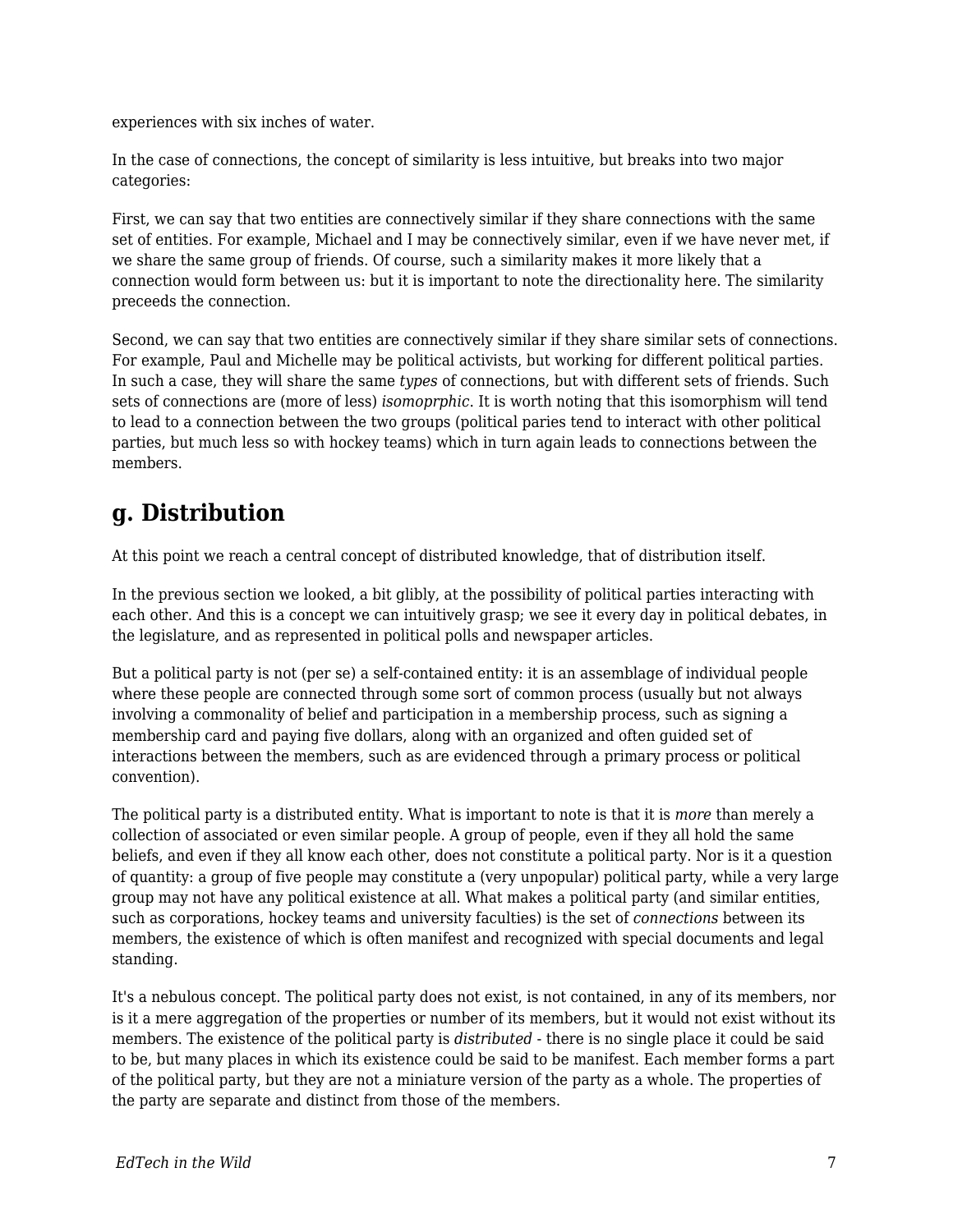experiences with six inches of water.

In the case of connections, the concept of similarity is less intuitive, but breaks into two major categories:

First, we can say that two entities are connectively similar if they share connections with the same set of entities. For example, Michael and I may be connectively similar, even if we have never met, if we share the same group of friends. Of course, such a similarity makes it more likely that a connection would form between us: but it is important to note the directionality here. The similarity preceeds the connection.

Second, we can say that two entities are connectively similar if they share similar sets of connections. For example, Paul and Michelle may be political activists, but working for different political parties. In such a case, they will share the same *types* of connections, but with different sets of friends. Such sets of connections are (more of less) *isomoprphic*. It is worth noting that this isomorphism will tend to lead to a connection between the two groups (political paries tend to interact with other political parties, but much less so with hockey teams) which in turn again leads to connections between the members.

## g. Distribution

At this point we reach a central concept of distributed knowledge, that of distribution itself.

In the previous section we looked, a bit glibly, at the possibility of political parties interacting with each other. And this is a concept we can intuitively grasp; we see it every day in political debates, in the legislature, and as represented in political polls and newspaper articles.

But a political party is not (per se) a self-contained entity: it is an assemblage of individual people where these people are connected through some sort of common process (usually but not always involving a commonality of belief and participation in a membership process, such as signing a membership card and paying five dollars, along with an organized and often guided set of interactions between the members, such as are evidenced through a primary process or political convention).

The political party is a distributed entity. What is important to note is that it is *more* than merely a collection of associated or even similar people. A group of people, even if they all hold the same beliefs, and even if they all know each other, does not constitute a political party. Nor is it a question of quantity: a group of five people may constitute a (very unpopular) political party, while a very large group may not have any political existence at all. What makes a political party (and similar entities, such as corporations, hockey teams and university faculties) is the set of *connections* between its members, the existence of which is often manifest and recognized with special documents and legal standing.

It's a nebulous concept. The political party does not exist, is not contained, in any of its members, nor is it a mere aggregation of the properties or number of its members, but it would not exist without its members. The existence of the political party is *distributed* - there is no single place it could be said to be, but many places in which its existence could be said to be manifest. Each member forms a part of the political party, but they are not a miniature version of the party as a whole. The properties of the party are separate and distinct from those of the members.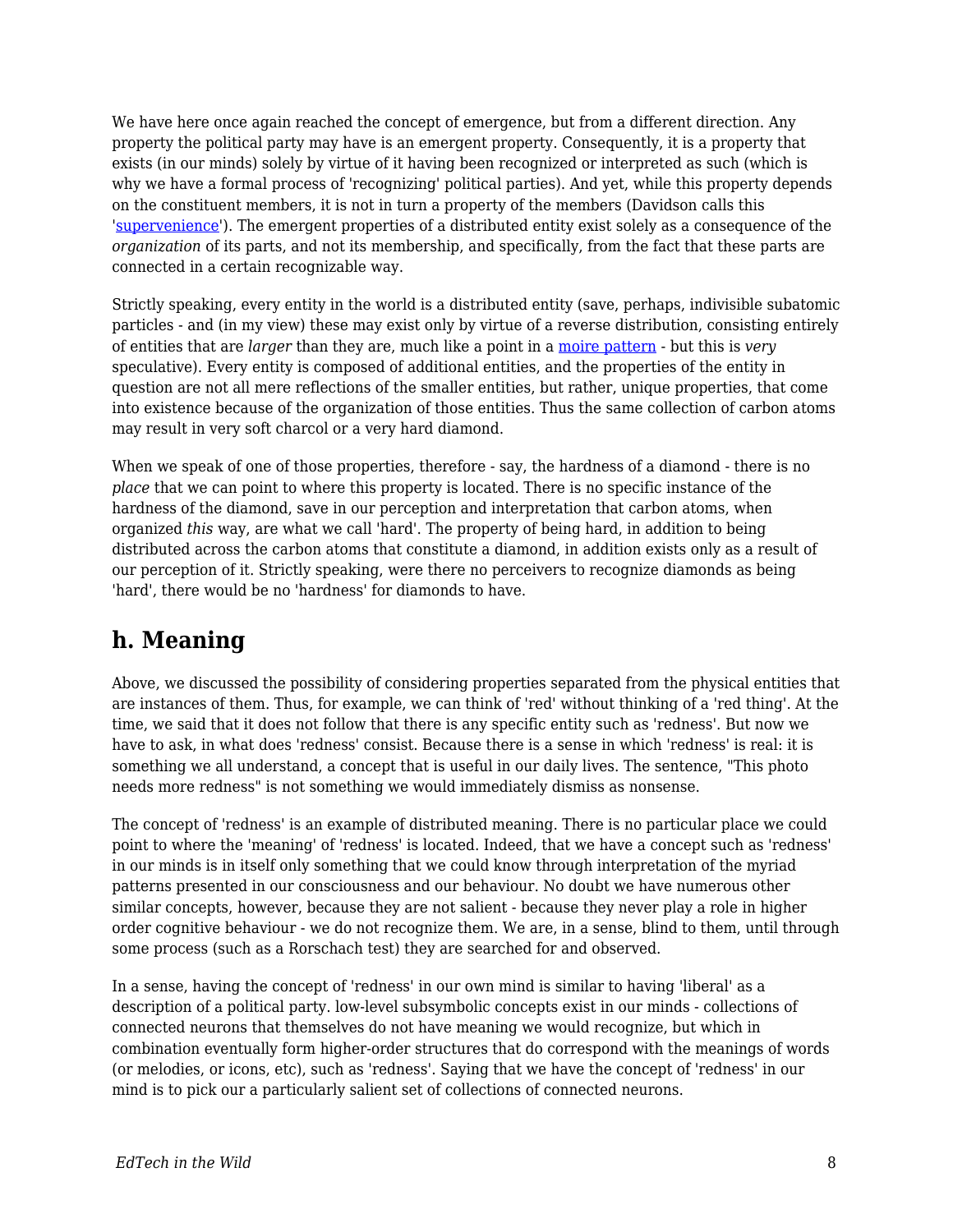We have here once again reached the concept of emergence, but from a different direction. Any property the political party may have is an emergent property. Consequently, it is a property that exists (in our minds) solely by virtue of it having been recognized or interpreted as such (which is why we have a formal process of 'recognizing' political parties). And yet, while this property depends on the constituent members, it is not in turn a property of the members (Davidson calls this '[supervenience](#)'). The emergent properties of a distributed entity exist solely as a consequence of the *organization* of its parts, and not its membership, and specifically, from the fact that these parts are connected in a certain recognizable way.

Strictly speaking, every entity in the world is a distributed entity (save, perhaps, indivisible subatomic particles - and (in my view) these may exist only by virtue of a reverse distribution, consisting entirely of entities that are *larger* than they are, much like a point in a [moire pattern](#) - but this is *very* speculative). Every entity is composed of additional entities, and the properties of the entity in question are not all mere reflections of the smaller entities, but rather, unique properties, that come into existence because of the organization of those entities. Thus the same collection of carbon atoms may result in very soft charcol or a very hard diamond.

When we speak of one of those properties, therefore - say, the hardness of a diamond - there is no *place* that we can point to where this property is located. There is no specific instance of the hardness of the diamond, save in our perception and interpretation that carbon atoms, when organized *this* way, are what we call 'hard'. The property of being hard, in addition to being distributed across the carbon atoms that constitute a diamond, in addition exists only as a result of our perception of it. Strictly speaking, were there no perceivers to recognize diamonds as being 'hard', there would be no 'hardness' for diamonds to have.

## h. Meaning

Above, we discussed the possibility of considering properties separated from the physical entities that are instances of them. Thus, for example, we can think of 'red' without thinking of a 'red thing'. At the time, we said that it does not follow that there is any specific entity such as 'redness'. But now we have to ask, in what does 'redness' consist. Because there is a sense in which 'redness' is real: it is something we all understand, a concept that is useful in our daily lives. The sentence, "This photo needs more redness" is not something we would immediately dismiss as nonsense.

The concept of 'redness' is an example of distributed meaning. There is no particular place we could point to where the 'meaning' of 'redness' is located. Indeed, that we have a concept such as 'redness' in our minds is in itself only something that we could know through interpretation of the myriad patterns presented in our consciousness and our behaviour. No doubt we have numerous other similar concepts, however, because they are not salient - because they never play a role in higher order cognitive behaviour - we do not recognize them. We are, in a sense, blind to them, until through some process (such as a Rorschach test) they are searched for and observed.

In a sense, having the concept of 'redness' in our own mind is similar to having 'liberal' as a description of a political party. low-level subsymbolic concepts exist in our minds - collections of connected neurons that themselves do not have meaning we would recognize, but which in combination eventually form higher-order structures that do correspond with the meanings of words (or melodies, or icons, etc), such as 'redness'. Saying that we have the concept of 'redness' in our mind is to pick our a particularly salient set of collections of connected neurons.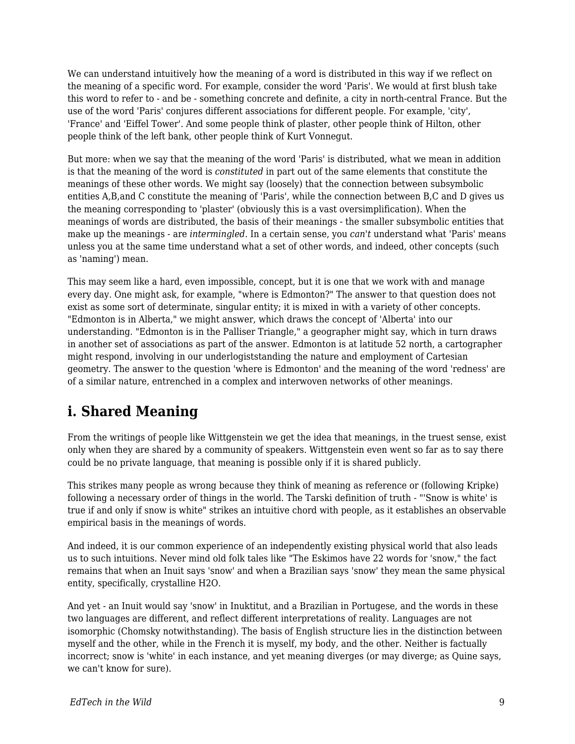We can understand intuitively how the meaning of a word is distributed in this way if we reflect on the meaning of a specific word. For example, consider the word 'Paris'. We would at first blush take this word to refer to - and be - something concrete and definite, a city in north-central France. But the use of the word 'Paris' conjures different associations for different people. For example, 'city', 'France' and 'Eiffel Tower'. And some people think of plaster, other people think of Hilton, other people think of the left bank, other people think of Kurt Vonnegut.

But more: when we say that the meaning of the word 'Paris' is distributed, what we mean in addition is that the meaning of the word is *constituted* in part out of the same elements that constitute the meanings of these other words. We might say (loosely) that the connection between subsymbolic entities A,B,and C constitute the meaning of 'Paris', while the connection between B,C and D gives us the meaning corresponding to 'plaster' (obviously this is a vast oversimplification). When the meanings of words are distributed, the basis of their meanings - the smaller subsymbolic entities that make up the meanings - are *intermingled*. In a certain sense, you *can't* understand what 'Paris' means unless you at the same time understand what a set of other words, and indeed, other concepts (such as 'naming') mean.

This may seem like a hard, even impossible, concept, but it is one that we work with and manage every day. One might ask, for example, "where is Edmonton?" The answer to that question does not exist as some sort of determinate, singular entity; it is mixed in with a variety of other concepts. "Edmonton is in Alberta," we might answer, which draws the concept of 'Alberta' into our understanding. "Edmonton is in the Palliser Triangle," a geographer might say, which in turn draws in another set of associations as part of the answer. Edmonton is at latitude 52 north, a cartographer might respond, involving in our underlogiststanding the nature and employment of Cartesian geometry. The answer to the question 'where is Edmonton' and the meaning of the word 'redness' are of a similar nature, entrenched in a complex and interwoven networks of other meanings.

## i. Shared Meaning

From the writings of people like Wittgenstein we get the idea that meanings, in the truest sense, exist only when they are shared by a community of speakers. Wittgenstein even went so far as to say there could be no private language, that meaning is possible only if it is shared publicly.

This strikes many people as wrong because they think of meaning as reference or (following Kripke) following a necessary order of things in the world. The Tarski definition of truth - "'Snow is white' is true if and only if snow is white" strikes an intuitive chord with people, as it establishes an observable empirical basis in the meanings of words.

And indeed, it is our common experience of an independently existing physical world that also leads us to such intuitions. Never mind old folk tales like "The Eskimos have 22 words for 'snow,'' the fact remains that when an Inuit says 'snow' and when a Brazilian says 'snow' they mean the same physical entity, specifically, crystalline H2O.

And yet - an Inuit would say 'snow' in Inuktitut, and a Brazilian in Portugese, and the words in these two languages are different, and reflect different interpretations of reality. Languages are not isomorphic (Chomsky notwithstanding). The basis of English structure lies in the distinction between myself and the other, while in the French it is myself, my body, and the other. Neither is factually incorrect; snow is 'white' in each instance, and yet meaning diverges (or may diverge; as Quine says, we can't know for sure).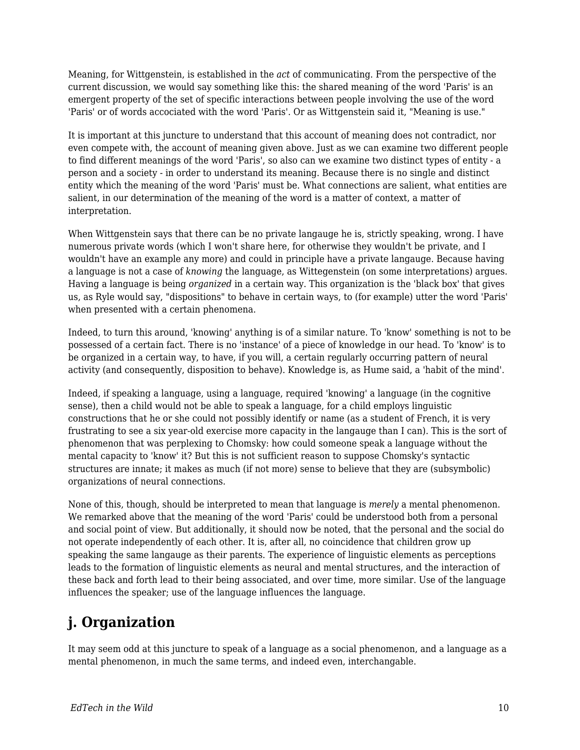Meaning, for Wittgenstein, is established in the *act* of communicating. From the perspective of the current discussion, we would say something like this: the shared meaning of the word 'Paris' is an emergent property of the set of specific interactions between people involving the use of the word 'Paris' or of words accociated with the word 'Paris'. Or as Wittgenstein said it, "Meaning is use."

It is important at this juncture to understand that this account of meaning does not contradict, nor even compete with, the account of meaning given above. Just as we can examine two different people to find different meanings of the word 'Paris', so also can we examine two distinct types of entity - a person and a society - in order to understand its meaning. Because there is no single and distinct entity which the meaning of the word 'Paris' must be. What connections are salient, what entities are salient, in our determination of the meaning of the word is a matter of context, a matter of interpretation.

When Wittgenstein says that there can be no private langauge he is, strictly speaking, wrong. I have numerous private words (which I won't share here, for otherwise they wouldn't be private, and I wouldn't have an example any more) and could in principle have a private langauge. Because having a language is not a case of *knowing* the language, as Witteagenstein (on some interpretations) argues. Having a language is being *organized* in a certain way. This organization is the 'black box' that gives us, as Ryle would say, "dispositions" to behave in certain ways, to (for example) utter the word 'Paris' when presented with a certain phenomena.

Indeed, to turn this around, 'knowing' anything is of a similar nature. To 'know' something is not to be possessed of a certain fact. There is no 'instance' of a piece of knowledge in our head. To 'know' is to be organized in a certain way, to have, if you will, a certain regularly occurring pattern of neural activity (and consequently, disposition to behave). Knowledge is, as Hume said, a 'habit of the mind'.

Indeed, if speaking a language, using a language, required 'knowing' a language (in the cognitive sense), then a child would not be able to speak a language, for a child employs linguistic constructions that he or she could not possibly identify or name (as a student of French, it is very frustrating to see a six year-old exercise more capacity in the langauge than I can). This is the sort of phenomenon that was perplexing to Chomsky: how could someone speak a language without the mental capacity to 'know' it? But this is not sufficient reason to suppose Chomsky's syntactic structures are innate; it makes as much (if not more) sense to believe that they are (subsymbolic) organizations of neural connections.

None of this, though, should be interpreted to mean that language is *merely* a mental phenomenon. We remarked above that the meaning of the word 'Paris' could be understood both from a personal and social point of view. But additionally, it should now be noted, that the personal and the social do not operate independently of each other. It is, after all, no coincidence that children grow up speaking the same langauge as their parents. The experience of linguistic elements as perceptions leads to the formation of linguistic elements as neural and mental structures, and the interaction of these back and forth lead to their being associated, and over time, more similar. Use of the language influences the speaker; use of the language influences the language.

## j. Organization

It may seem odd at this juncture to speak of a language as a social phenomenon, and a language as a mental phenomenon, in much the same terms, and indeed even, interchangable.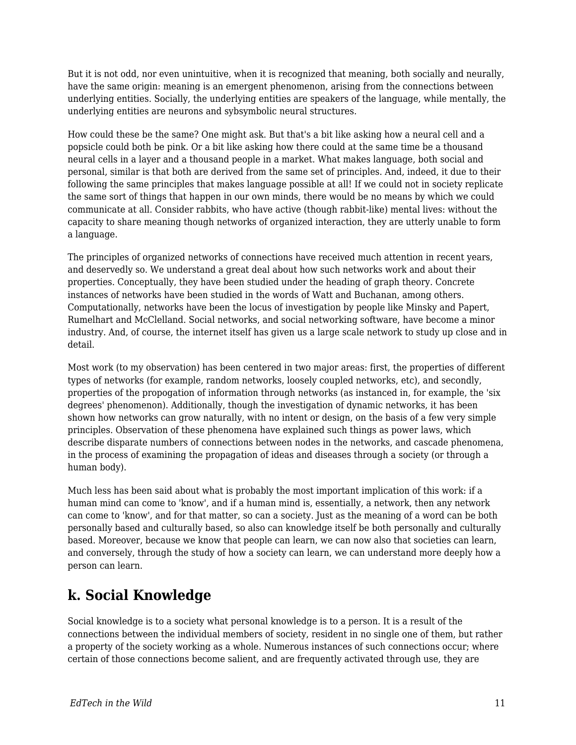But it is not odd, nor even unintuitive, when it is recognized that meaning, both socially and neurally, have the same origin: meaning is an emergent phenomenon, arising from the connections between underlying entities. Socially, the underlying entities are speakers of the language, while mentally, the underlying entities are neurons and sybsymbolic neural structures.

How could these be the same? One might ask. But that's a bit like asking how a neural cell and a popsicle could both be pink. Or a bit like asking how there could at the same time be a thousand neural cells in a layer and a thousand people in a market. What makes language, both social and personal, similar is that both are derived from the same set of principles. And, indeed, it due to their following the same principles that makes language possible at all! If we could not in society replicate the same sort of things that happen in our own minds, there would be no means by which we could communicate at all. Consider rabbits, who have active (though rabbit-like) mental lives: without the capacity to share meaning though networks of organized interaction, they are utterly unable to form a language.

The principles of organized networks of connections have received much attention in recent years, and deservedly so. We understand a great deal about how such networks work and about their properties. Conceptually, they have been studied under the heading of graph theory. Concrete instances of networks have been studied in the words of Watt and Buchanan, among others. Computationally, networks have been the locus of investigation by people like Minsky and Papert, Rumelhart and McClelland. Social networks, and social networking software, have become a minor industry. And, of course, the internet itself has given us a large scale network to study up close and in detail.

Most work (to my observation) has been centered in two major areas: first, the properties of different types of networks (for example, random networks, loosely coupled networks, etc), and secondly, properties of the propogation of information through networks (as instanced in, for example, the 'six degrees' phenomenon). Additionally, though the investigation of dynamic networks, it has been shown how networks can grow naturally, with no intent or design, on the basis of a few very simple principles. Observation of these phenomena have explained such things as power laws, which describe disparate numbers of connections between nodes in the networks, and cascade phenomena, in the process of examining the propagation of ideas and diseases through a society (or through a human body).

Much less has been said about what is probably the most important implication of this work: if a human mind can come to 'know', and if a human mind is, essentially, a network, then any network can come to 'know', and for that matter, so can a society. Just as the meaning of a word can be both personally based and culturally based, so also can knowledge itself be both personally and culturally based. Moreover, because we know that people can learn, we can now also that societies can learn, and conversely, through the study of how a society can learn, we can understand more deeply how a person can learn.

## k. Social Knowledge

Social knowledge is to a society what personal knowledge is to a person. It is a result of the connections between the individual members of society, resident in no single one of them, but rather a property of the society working as a whole. Numerous instances of such connections occur; where certain of those connections become salient, and are frequently activated through use, they are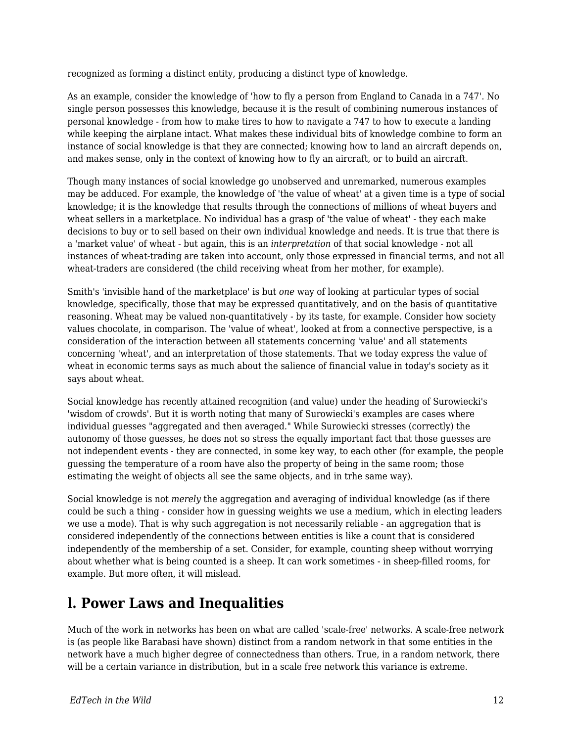recognized as forming a distinct entity, producing a distinct type of knowledge.

As an example, consider the knowledge of 'how to fly a person from England to Canada in a 747'. No single person possesses this knowledge, because it is the result of combining numerous instances of personal knowledge - from how to make tires to how to navigate a 747 to how to execute a landing while keeping the airplane intact. What makes these individual bits of knowledge combine to form an instance of social knowledge is that they are connected; knowing how to land an aircraft depends on, and makes sense, only in the context of knowing how to fly an aircraft, or to build an aircraft.

Though many instances of social knowledge go unobserved and unremarked, numerous examples may be adduced. For example, the knowledge of 'the value of wheat' at a given time is a type of social knowledge; it is the knowledge that results through the connections of millions of wheat buyers and wheat sellers in a marketplace. No individual has a grasp of 'the value of wheat' - they each make decisions to buy or to sell based on their own individual knowledge and needs. It is true that there is a 'market value' of wheat - but again, this is an *interpretation* of that social knowledge - not all instances of wheat-trading are taken into account, only those expressed in financial terms, and not all wheat-traders are considered (the child receiving wheat from her mother, for example).

Smith's 'invisible hand of the marketplace' is but *one* way of looking at particular types of social knowledge, specifically, those that may be expressed quantitatively, and on the basis of quantitative reasoning. Wheat may be valued non-quantitatively - by its taste, for example. Consider how society values chocolate, in comparison. The 'value of wheat', looked at from a connective perspective, is a consideration of the interaction between all statements concerning 'value' and all statements concerning 'wheat', and an interpretation of those statements. That we today express the value of wheat in economic terms says as much about the salience of financial value in today's society as it says about wheat.

Social knowledge has recently attained recognition (and value) under the heading of Surowiecki's 'wisdom of crowds'. But it is worth noting that many of Surowiecki's examples are cases where individual guesses "aggregated and then averaged." While Surowiecki stresses (correctly) the autonomy of those guesses, he does not so stress the equally important fact that those guesses are not independent events - they are connected, in some key way, to each other (for example, the people guessing the temperature of a room have also the property of being in the same room; those estimating the weight of objects all see the same objects, and in trhe same way).

Social knowledge is not *merely* the aggregation and averaging of individual knowledge (as if there could be such a thing - consider how in guessing weights we use a medium, which in electing leaders we use a mode). That is why such aggregation is not necessarily reliable - an aggregation that is considered independently of the connections between entities is like a count that is considered independently of the membership of a set. Consider, for example, counting sheep without worrying about whether what is being counted is a sheep. It can work sometimes - in sheep-filled rooms, for example. But more often, it will mislead.

## l. Power Laws and Inequalities

Much of the work in networks has been on what are called 'scale-free' networks. A scale-free network is (as people like Barabasi have shown) distinct from a random network in that some entities in the network have a much higher degree of connectedness than others. True, in a random network, there will be a certain variance in distribution, but in a scale free network this variance is extreme.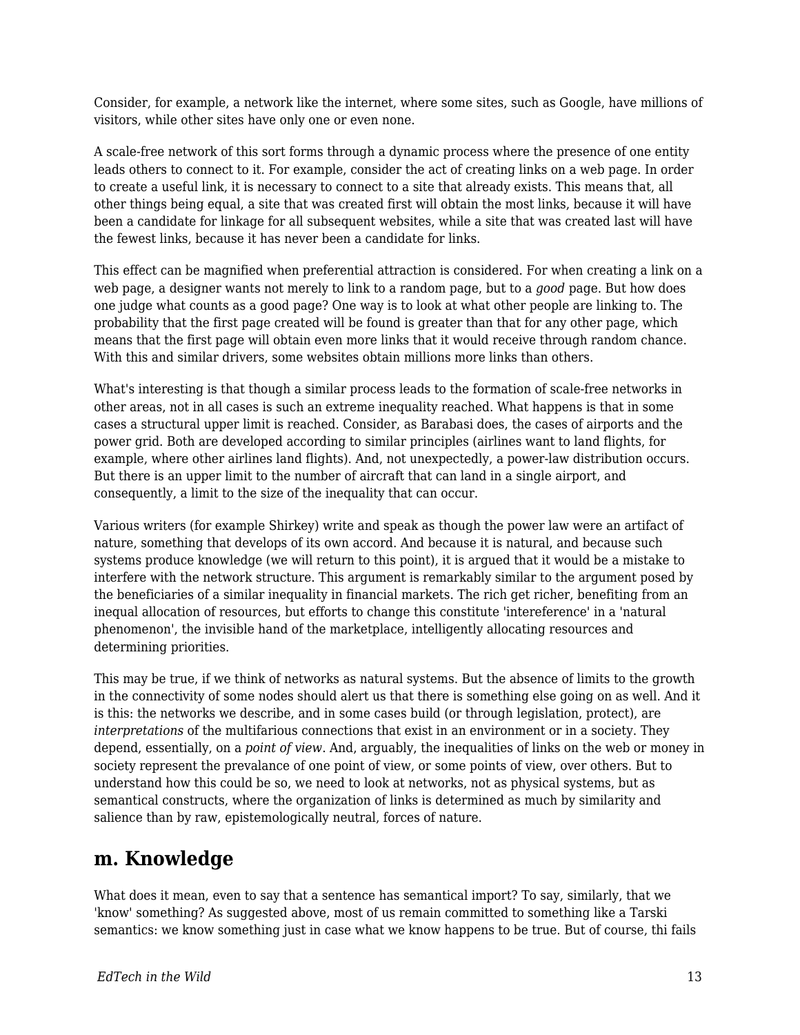Consider, for example, a network like the internet, where some sites, such as Google, have millions of visitors, while other sites have only one or even none.

A scale-free network of this sort forms through a dynamic process where the presence of one entity leads others to connect to it. For example, consider the act of creating links on a web page. In order to create a useful link, it is necessary to connect to a site that already exists. This means that, all other things being equal, a site that was created first will obtain the most links, because it will have been a candidate for linkage for all subsequent websites, while a site that was created last will have the fewest links, because it has never been a candidate for links.

This effect can be magnified when preferential attraction is considered. For when creating a link on a web page, a designer wants not merely to link to a random page, but to a *good* page. But how does one judge what counts as a good page? One way is to look at what other people are linking to. The probability that the first page created will be found is greater than that for any other page, which means that the first page will obtain even more links that it would receive through random chance. With this and similar drivers, some websites obtain millions more links than others.

What's interesting is that though a similar process leads to the formation of scale-free networks in other areas, not in all cases is such an extreme inequality reached. What happens is that in some cases a structural upper limit is reached. Consider, as Barabasi does, the cases of airports and the power grid. Both are developed according to similar principles (airlines want to land flights, for example, where other airlines land flights). And, not unexpectedly, a power-law distribution occurs. But there is an upper limit to the number of aircraft that can land in a single airport, and consequently, a limit to the size of the inequality that can occur.

Various writers (for example Shirkey) write and speak as though the power law were an artifact of nature, something that develops of its own accord. And because it is natural, and because such systems produce knowledge (we will return to this point), it is argued that it would be a mistake to interfere with the network structure. This argument is remarkably similar to the argument posed by the beneficiaries of a similar inequality in financial markets. The rich get richer, benefiting from an inequal allocation of resources, but efforts to change this constitute 'intereference' in a 'natural phenomenon', the invisible hand of the marketplace, intelligently allocating resources and determining priorities.

This may be true, if we think of networks as natural systems. But the absence of limits to the growth in the connectivity of some nodes should alert us that there is something else going on as well. And it is this: the networks we describe, and in some cases build (or through legislation, protect), are *interpretations* of the multifarious connections that exist in an environment or in a society. They depend, essentially, on a *point of view*. And, arguably, the inequalities of links on the web or money in society represent the prevalance of one point of view, or some points of view, over others. But to understand how this could be so, we need to look at networks, not as physical systems, but as semantical constructs, where the organization of links is determined as much by similarity and salience than by raw, epistemologically neutral, forces of nature.

## m. Knowledge

What does it mean, even to say that a sentence has semantical import? To say, similarly, that we 'know' something? As suggested above, most of us remain committed to something like a Tarski semantics: we know something just in case what we know happens to be true. But of course, thi fails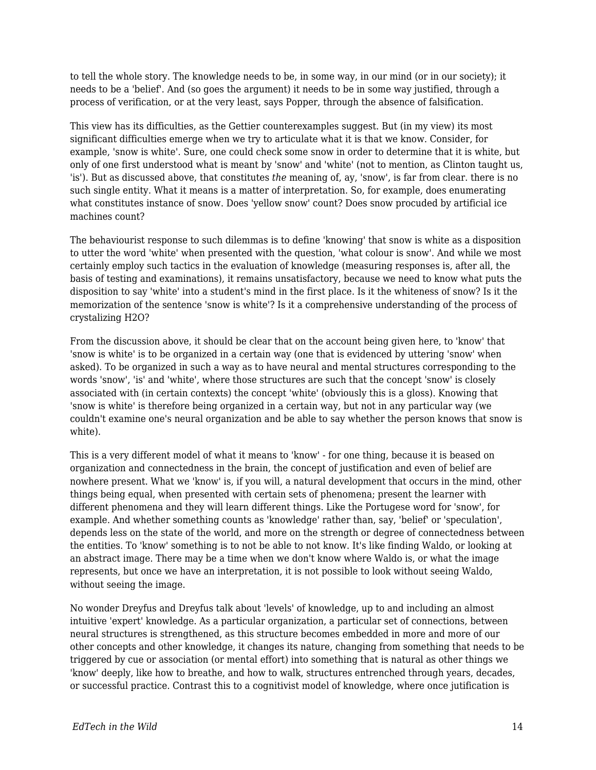to tell the whole story. The knowledge needs to be, in some way, in our mind (or in our society); it needs to be a 'belief'. And (so goes the argument) it needs to be in some way justified, through a process of verification, or at the very least, says Popper, through the absence of falsification.

This view has its difficulties, as the Gettier counterexamples suggest. But (in my view) its most significant difficulties emerge when we try to articulate what it is that we know. Consider, for example, 'snow is white'. Sure, one could check some snow in order to determine that it is white, but only of one first understood what is meant by 'snow' and 'white' (not to mention, as Clinton taught us, 'is'). But as discussed above, that constitutes *the* meaning of, ay, 'snow', is far from clear. there is no such single entity. What it means is a matter of interpretation. So, for example, does enumerating what constitutes instance of snow. Does 'yellow snow' count? Does snow procuded by artificial ice machines count?

The behaviourist response to such dilemmas is to define 'knowing' that snow is white as a disposition to utter the word 'white' when presented with the question, 'what colour is snow'. And while we most certainly employ such tactics in the evaluation of knowledge (measuring responses is, after all, the basis of testing and examinations), it remains unsatisfactory, because we need to know what puts the disposition to say 'white' into a student's mind in the first place. Is it the whiteness of snow? Is it the memorization of the sentence 'snow is white'? Is it a comprehensive understanding of the process of crystalizing H2O?

From the discussion above, it should be clear that on the account being given here, to 'know' that 'snow is white' is to be organized in a certain way (one that is evidenced by uttering 'snow' when asked). To be organized in such a way as to have neural and mental structures corresponding to the words 'snow', 'is' and 'white', where those structures are such that the concept 'snow' is closely associated with (in certain contexts) the concept 'white' (obviously this is a gloss). Knowing that 'snow is white' is therefore being organized in a certain way, but not in any particular way (we couldn't examine one's neural organization and be able to say whether the person knows that snow is white).

This is a very different model of what it means to 'know' - for one thing, because it is beased on organization and connectedness in the brain, the concept of justification and even of belief are nowhere present. What we 'know' is, if you will, a natural development that occurs in the mind, other things being equal, when presented with certain sets of phenomena; present the learner with different phenomena and they will learn different things. Like the Portugese word for 'snow', for example. And whether something counts as 'knowledge' rather than, say, 'belief' or 'speculation', depends less on the state of the world, and more on the strength or degree of connectedness between the entities. To 'know' something is to not be able to not know. It's like finding Waldo, or looking at an abstract image. There may be a time when we don't know where Waldo is, or what the image represents, but once we have an interpretation, it is not possible to look without seeing Waldo, without seeing the image.

No wonder Dreyfus and Dreyfus talk about 'levels' of knowledge, up to and including an almost intuitive 'expert' knowledge. As a particular organization, a particular set of connections, between neural structures is strengthened, as this structure becomes embedded in more and more of our other concepts and other knowledge, it changes its nature, changing from something that needs to be triggered by cue or association (or mental effort) into something that is natural as other things we 'know' deeply, like how to breathe, and how to walk, structures entrenched through years, decades, or successful practice. Contrast this to a cognitivist model of knowledge, where once jutification is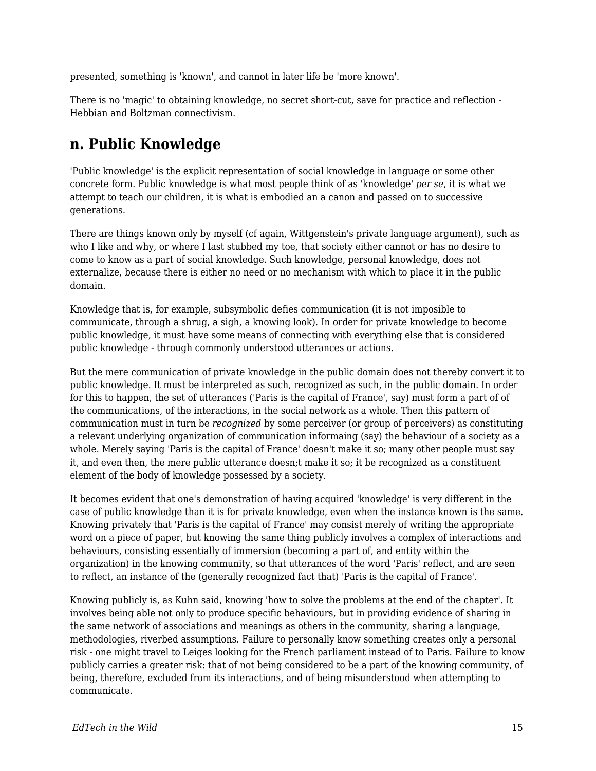presented, something is 'known', and cannot in later life be 'more known'.

There is no 'magic' to obtaining knowledge, no secret short-cut, save for practice and reflection - Hebbian and Boltzman connectivism.

## n. Public Knowledge

'Public knowledge' is the explicit representation of social knowledge in language or some other concrete form. Public knowledge is what most people think of as 'knowledge' *per se*, it is what we attempt to teach our children, it is what is embodied an a canon and passed on to successive generations.

There are things known only by myself (cf again, Wittgenstein's private language argument), such as who I like and why, or where I last stubbed my toe, that society either cannot or has no desire to come to know as a part of social knowledge. Such knowledge, personal knowledge, does not externalize, because there is either no need or no mechanism with which to place it in the public domain.

Knowledge that is, for example, subsymbolic defies communication (it is not imposible to communicate, through a shrug, a sigh, a knowing look). In order for private knowledge to become public knowledge, it must have some means of connecting with everything else that is considered public knowledge - through commonly understood utterances or actions.

But the mere communication of private knowledge in the public domain does not thereby convert it to public knowledge. It must be interpreted as such, recognized as such, in the public domain. In order for this to happen, the set of utterances ('Paris is the capital of France', say) must form a part of of the communications, of the interactions, in the social network as a whole. Then this pattern of communication must in turn be *recognized* by some perceiver (or group of perceivers) as constituting a relevant underlying organization of communication informaing (say) the behaviour of a society as a whole. Merely saying 'Paris is the capital of France' doesn't make it so; many other people must say it, and even then, the mere public utterance doesn;t make it so; it be recognized as a constituent element of the body of knowledge possessed by a society.

It becomes evident that one's demonstration of having acquired 'knowledge' is very different in the case of public knowledge than it is for private knowledge, even when the instance known is the same. Knowing privately that 'Paris is the capital of France' may consist merely of writing the appropriate word on a piece of paper, but knowing the same thing publicly involves a complex of interactions and behaviours, consisting essentially of immersion (becoming a part of, and entity within the organization) in the knowing community, so that utterances of the word 'Paris' reflect, and are seen to reflect, an instance of the (generally recognized fact that) 'Paris is the capital of France'.

Knowing publicly is, as Kuhn said, knowing 'how to solve the problems at the end of the chapter'. It involves being able not only to produce specific behaviours, but in providing evidence of sharing in the same network of associations and meanings as others in the community, sharing a language, methodologies, riverbed assumptions. Failure to personally know something creates only a personal risk - one might travel to Leiges looking for the French parliament instead of to Paris. Failure to know publicly carries a greater risk: that of not being considered to be a part of the knowing community, of being, therefore, excluded from its interactions, and of being misunderstood when attempting to communicate.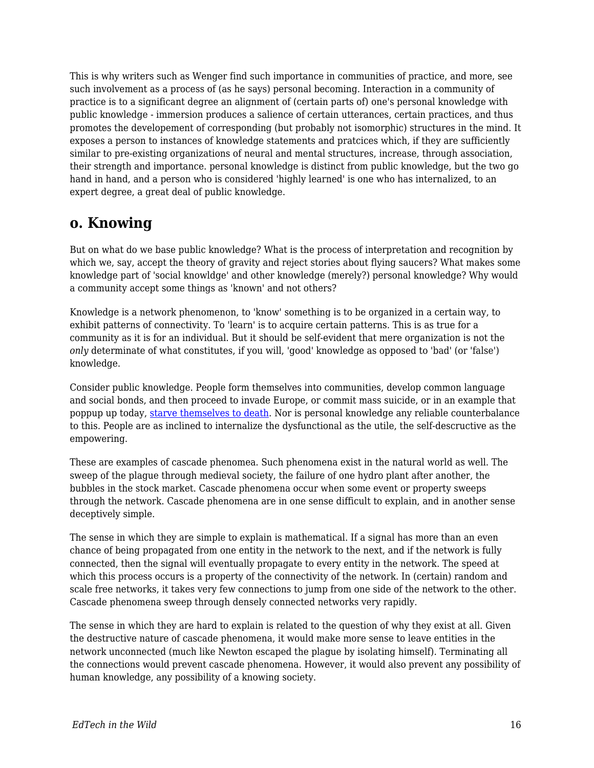This is why writers such as Wenger find such importance in communities of practice, and more, see such involvement as a process of (as he says) personal becoming. Interaction in a community of practice is to a significant degree an alignment of (certain parts of) one's personal knowledge with public knowledge - immersion produces a salience of certain utterances, certain practices, and thus promotes the developement of corresponding (but probably not isomorphic) structures in the mind. It exposes a person to instances of knowledge statements and pratcices which, if they are sufficiently similar to pre-existing organizations of neural and mental structures, increase, through association, their strength and importance. personal knowledge is distinct from public knowledge, but the two go hand in hand, and a person who is considered 'highly learned' is one who has internalized, to an expert degree, a great deal of public knowledge.

## o. Knowing

But on what do we base public knowledge? What is the process of interpretation and recognition by which we, say, accept the theory of gravity and reject stories about flying saucers? What makes some knowledge part of 'social knowldge' and other knowledge (merely?) personal knowledge? Why would a community accept some things as 'known' and not others?

Knowledge is a network phenomenon, to 'know' something is to be organized in a certain way, to exhibit patterns of connectivity. To 'learn' is to acquire certain patterns. This is as true for a community as it is for an individual. But it should be self-evident that mere organization is not the *only* determinate of what constitutes, if you will, 'good' knowledge as opposed to 'bad' (or 'false') knowledge.

Consider public knowledge. People form themselves into communities, develop common language and social bonds, and then proceed to invade Europe, or commit mass suicide, or in an example that poppup up today, starve themselves to death. Nor is personal knowledge any reliable counterbalance to this. People are as inclined to internalize the dysfunctional as the utile, the self-descructive as the empowering.

These are examples of cascade phenomea. Such phenomena exist in the natural world as well. The sweep of the plague through medieval society, the failure of one hydro plant after another, the bubbles in the stock market. Cascade phenomena occur when some event or property sweeps through the network. Cascade phenomena are in one sense difficult to explain, and in another sense deceptively simple.

The sense in which they are simple to explain is mathematical. If a signal has more than an even chance of being propagated from one entity in the network to the next, and if the network is fully connected, then the signal will eventually propagate to every entity in the network. The speed at which this process occurs is a property of the connectivity of the network. In (certain) random and scale free networks, it takes very few connections to jump from one side of the network to the other. Cascade phenomena sweep through densely connected networks very rapidly.

The sense in which they are hard to explain is related to the question of why they exist at all. Given the destructive nature of cascade phenomena, it would make more sense to leave entities in the network unconnected (much like Newton escaped the plague by isolating himself). Terminating all the connections would prevent cascade phenomena. However, it would also prevent any possibility of human knowledge, any possibility of a knowing society.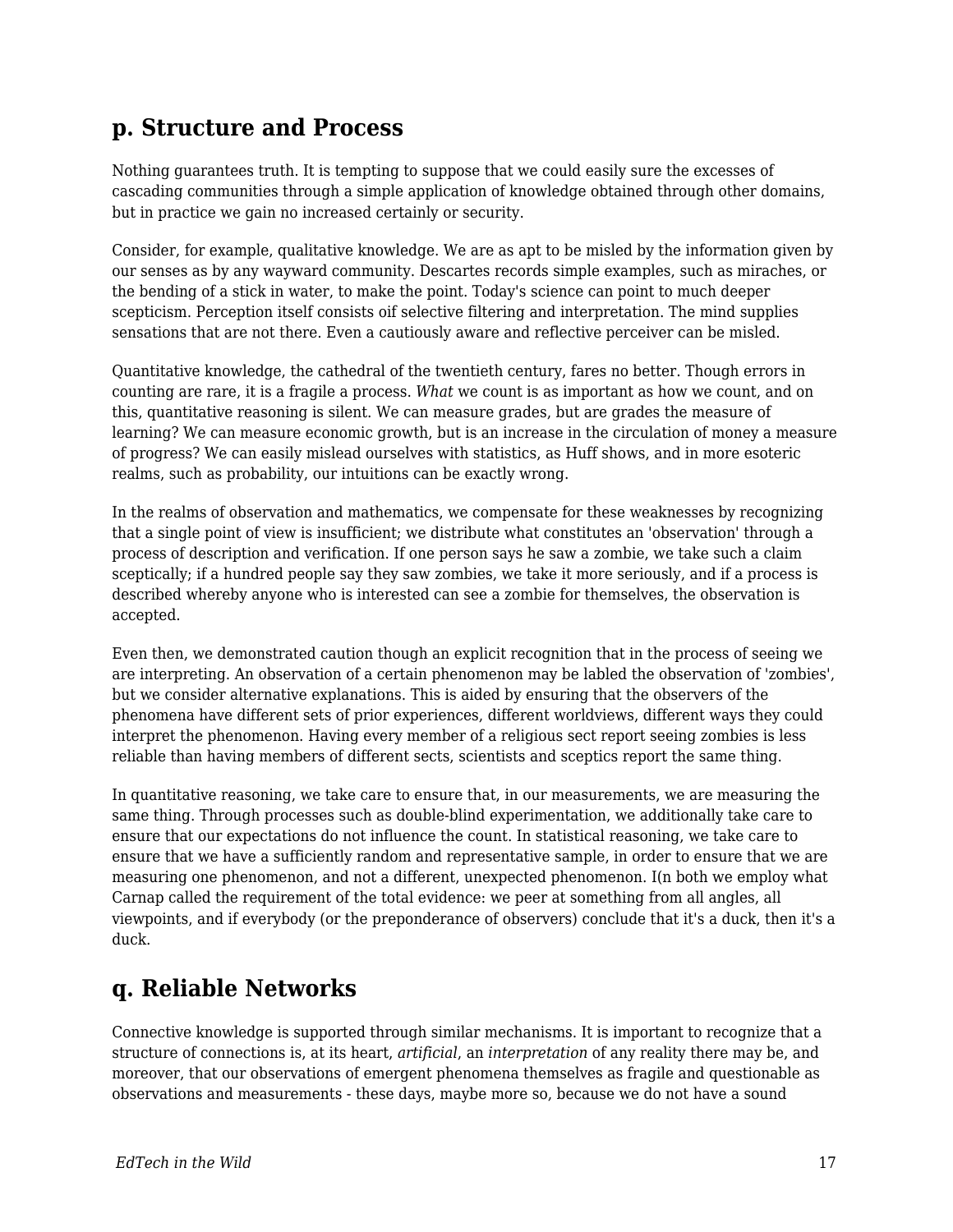## p. Structure and Process

Nothing guarantees truth. It is tempting to suppose that we could easily sure the excesses of cascading communities through a simple application of knowledge obtained through other domains, but in practice we gain no increased certainly or security.

Consider, for example, qualitative knowledge. We are as apt to be misled by the information given by our senses as by any wayward community. Descartes records simple examples, such as miraches, or the bending of a stick in water, to make the point. Today's science can point to much deeper scepticism. Perception itself consists oif selective filtering and interpretation. The mind supplies sensations that are not there. Even a cautiously aware and reflective perceiver can be misled.

Quantitative knowledge, the cathedral of the twentieth century, fares no better. Though errors in counting are rare, it is a fragile a process. *What* we count is as important as how we count, and on this, quantitative reasoning is silent. We can measure grades, but are grades the measure of learning? We can measure economic growth, but is an increase in the circulation of money a measure of progress? We can easily mislead ourselves with statistics, as Huff shows, and in more esoteric realms, such as probability, our intuitions can be exactly wrong.

In the realms of observation and mathematics, we compensate for these weaknesses by recognizing that a single point of view is insufficient; we distribute what constitutes an 'observation' through a process of description and verification. If one person says he saw a zombie, we take such a claim sceptically; if a hundred people say they saw zombies, we take it more seriously, and if a process is described whereby anyone who is interested can see a zombie for themselves, the observation is accepted.

Even then, we demonstrated caution though an explicit recognition that in the process of seeing we are interpreting. An observation of a certain phenomenon may be labled the observation of 'zombies', but we consider alternative explanations. This is aided by ensuring that the observers of the phenomena have different sets of prior experiences, different worldviews, different ways they could interpret the phenomenon. Having every member of a religious sect report seeing zombies is less reliable than having members of different sects, scientists and sceptics report the same thing.

In quantitative reasoning, we take care to ensure that, in our measurements, we are measuring the same thing. Through processes such as double-blind experimentation, we additionally take care to ensure that our expectations do not influence the count. In statistical reasoning, we take care to ensure that we have a sufficiently random and representative sample, in order to ensure that we are measuring one phenomenon, and not a different, unexpected phenomenon. I(n both we employ what Carnap called the requirement of the total evidence: we peer at something from all angles, all viewpoints, and if everybody (or the preponderance of observers) conclude that it's a duck, then it's a duck.

## q. Reliable Networks

Connective knowledge is supported through similar mechanisms. It is important to recognize that a structure of connections is, at its heart, *artificial*, an *interpretation* of any reality there may be, and moreover, that our observations of emergent phenomena themselves as fragile and questionable as observations and measurements - these days, maybe more so, because we do not have a sound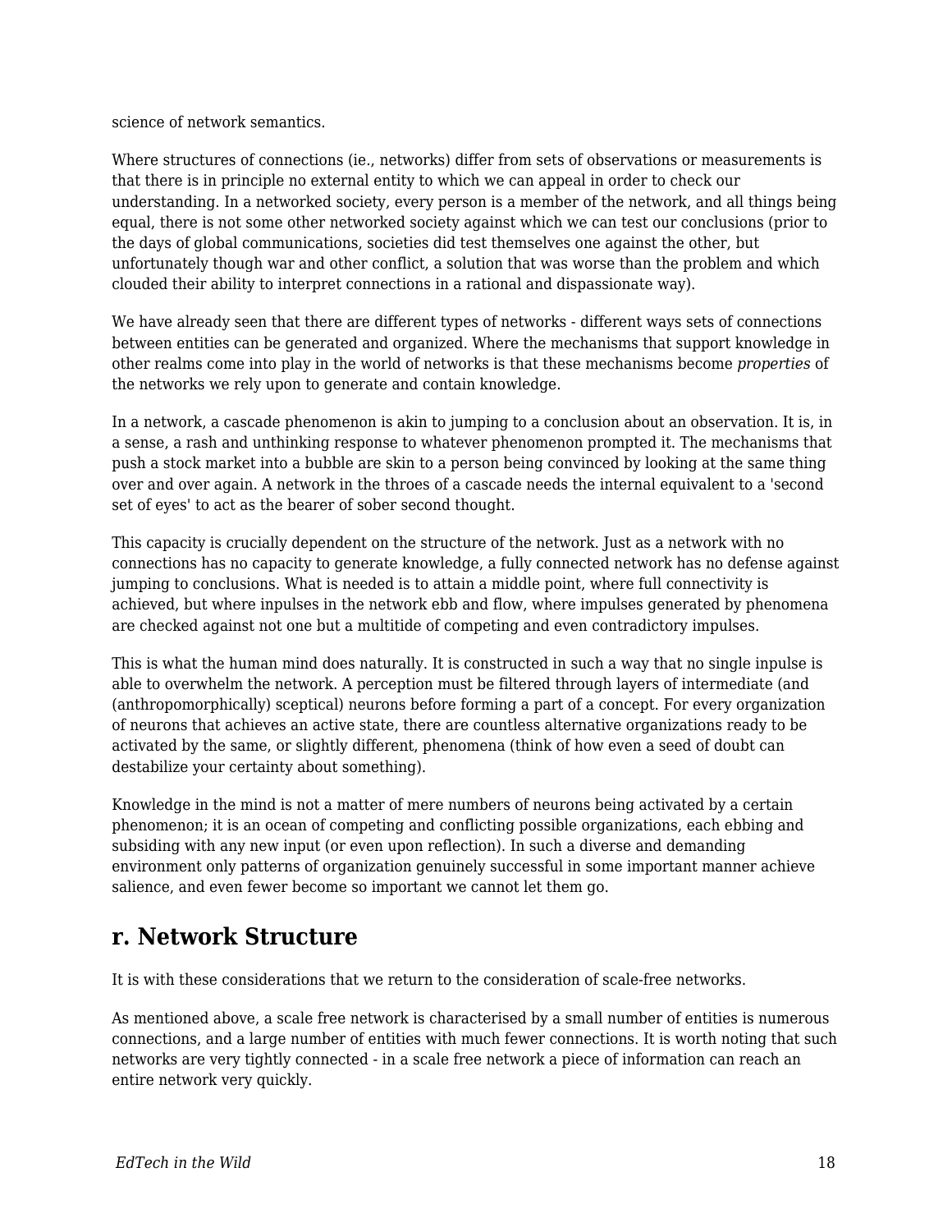science of network semantics.

Where structures of connections (ie., networks) differ from sets of observations or measurements is that there is in principle no external entity to which we can appeal in order to check our understanding. In a networked society, every person is a member of the network, and all things being equal, there is not some other networked society against which we can test our conclusions (prior to the days of global communications, societies did test themselves one against the other, but unfortunately though war and other conflict, a solution that was worse than the problem and which clouded their ability to interpret connections in a rational and dispassionate way).

We have already seen that there are different types of networks - different ways sets of connections between entities can be generated and organized. Where the mechanisms that support knowledge in other realms come into play in the world of networks is that these mechanisms become *properties* of the networks we rely upon to generate and contain knowledge.

In a network, a cascade phenomenon is akin to jumping to a conclusion about an observation. It is, in a sense, a rash and unthinking response to whatever phenomenon prompted it. The mechanisms that push a stock market into a bubble are skin to a person being convinced by looking at the same thing over and over again. A network in the throes of a cascade needs the internal equivalent to a 'second set of eyes' to act as the bearer of sober second thought.

This capacity is crucially dependent on the structure of the network. Just as a network with no connections has no capacity to generate knowledge, a fully connected network has no defense against jumping to conclusions. What is needed is to attain a middle point, where full connectivity is achieved, but where inpulses in the network ebb and flow, where impulses generated by phenomena are checked against not one but a multitide of competing and even contradictory impulses.

This is what the human mind does naturally. It is constructed in such a way that no single inpulse is able to overwhelm the network. A perception must be filtered through layers of intermediate (and (anthropomorphically) sceptical) neurons before forming a part of a concept. For every organization of neurons that achieves an active state, there are countless alternative organizations ready to be activated by the same, or slightly different, phenomena (think of how even a seed of doubt can destabilize your certainty about something).

Knowledge in the mind is not a matter of mere numbers of neurons being activated by a certain phenomenon; it is an ocean of competing and conflicting possible organizations, each ebbing and subsiding with any new input (or even upon reflection). In such a diverse and demanding environment only patterns of organization genuinely successful in some important manner achieve salience, and even fewer become so important we cannot let them go.

## r. Network Structure

It is with these considerations that we return to the consideration of scale-free networks.

As mentioned above, a scale free network is characterised by a small number of entities is numerous connections, and a large number of entities with much fewer connections. It is worth noting that such networks are very tightly connected - in a scale free network a piece of information can reach an entire network very quickly.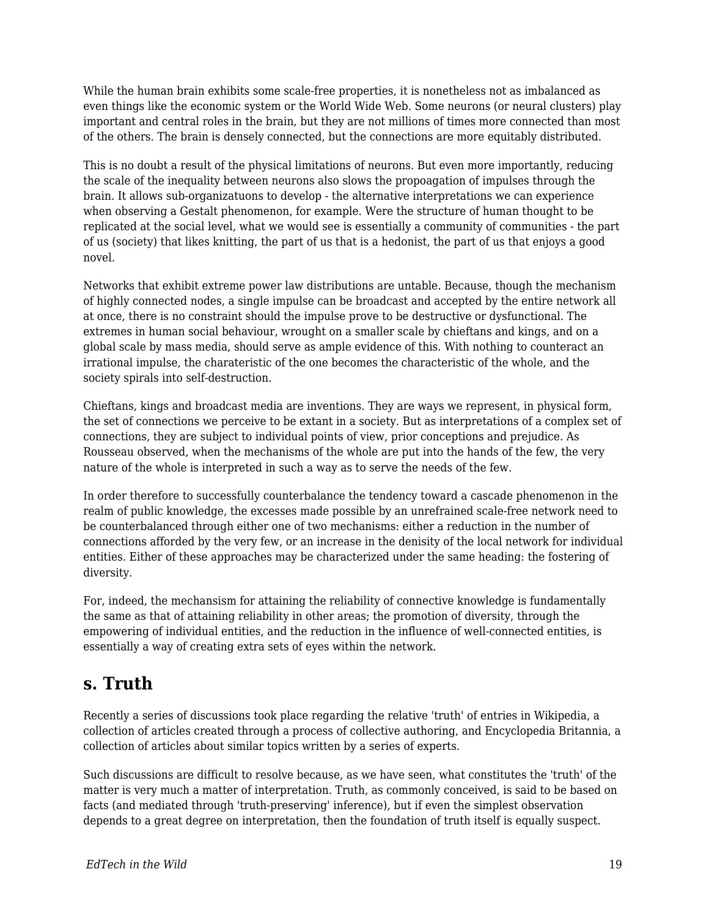While the human brain exhibits some scale-free properties, it is nonetheless not as imbalanced as even things like the economic system or the World Wide Web. Some neurons (or neural clusters) play important and central roles in the brain, but they are not millions of times more connected than most of the others. The brain is densely connected, but the connections are more equitably distributed.

This is no doubt a result of the physical limitations of neurons. But even more importantly, reducing the scale of the inequality between neurons also slows the propoagation of impulses through the brain. It allows sub-organizatuons to develop - the alternative interpretations we can experience when observing a Gestalt phenomenon, for example. Were the structure of human thought to be replicated at the social level, what we would see is essentially a community of communities - the part of us (society) that likes knitting, the part of us that is a hedonist, the part of us that enjoys a good novel.

Networks that exhibit extreme power law distributions are untable. Because, though the mechanism of highly connected nodes, a single impulse can be broadcast and accepted by the entire network all at once, there is no constraint should the impulse prove to be destructive or dysfunctional. The extremes in human social behaviour, wrought on a smaller scale by chieftans and kings, and on a global scale by mass media, should serve as ample evidence of this. With nothing to counteract an irrational impulse, the charateristic of the one becomes the characteristic of the whole, and the society spirals into self-destruction.

Chieftans, kings and broadcast media are inventions. They are ways we represent, in physical form, the set of connections we perceive to be extant in a society. But as interpretations of a complex set of connections, they are subject to individual points of view, prior conceptions and prejudice. As Rousseau observed, when the mechanisms of the whole are put into the hands of the few, the very nature of the whole is interpreted in such a way as to serve the needs of the few.

In order therefore to successfully counterbalance the tendency toward a cascade phenomenon in the realm of public knowledge, the excesses made possible by an unrefrained scale-free network need to be counterbalanced through either one of two mechanisms: either a reduction in the number of connections afforded by the very few, or an increase in the denisity of the local network for individual entities. Either of these approaches may be characterized under the same heading: the fostering of diversity.

For, indeed, the mechansism for attaining the reliability of connective knowledge is fundamentally the same as that of attaining reliability in other areas; the promotion of diversity, through the empowering of individual entities, and the reduction in the influence of well-connected entities, is essentially a way of creating extra sets of eyes within the network.

## s. Truth

Recently a series of discussions took place regarding the relative 'truth' of entries in Wikipedia, a collection of articles created through a process of collective authoring, and Encyclopedia Britannia, a collection of articles about similar topics written by a series of experts.

Such discussions are difficult to resolve because, as we have seen, what constitutes the 'truth' of the matter is very much a matter of interpretation. Truth, as commonly conceived, is said to be based on facts (and mediated through 'truth-preserving' inference), but if even the simplest observation depends to a great degree on interpretation, then the foundation of truth itself is equally suspect.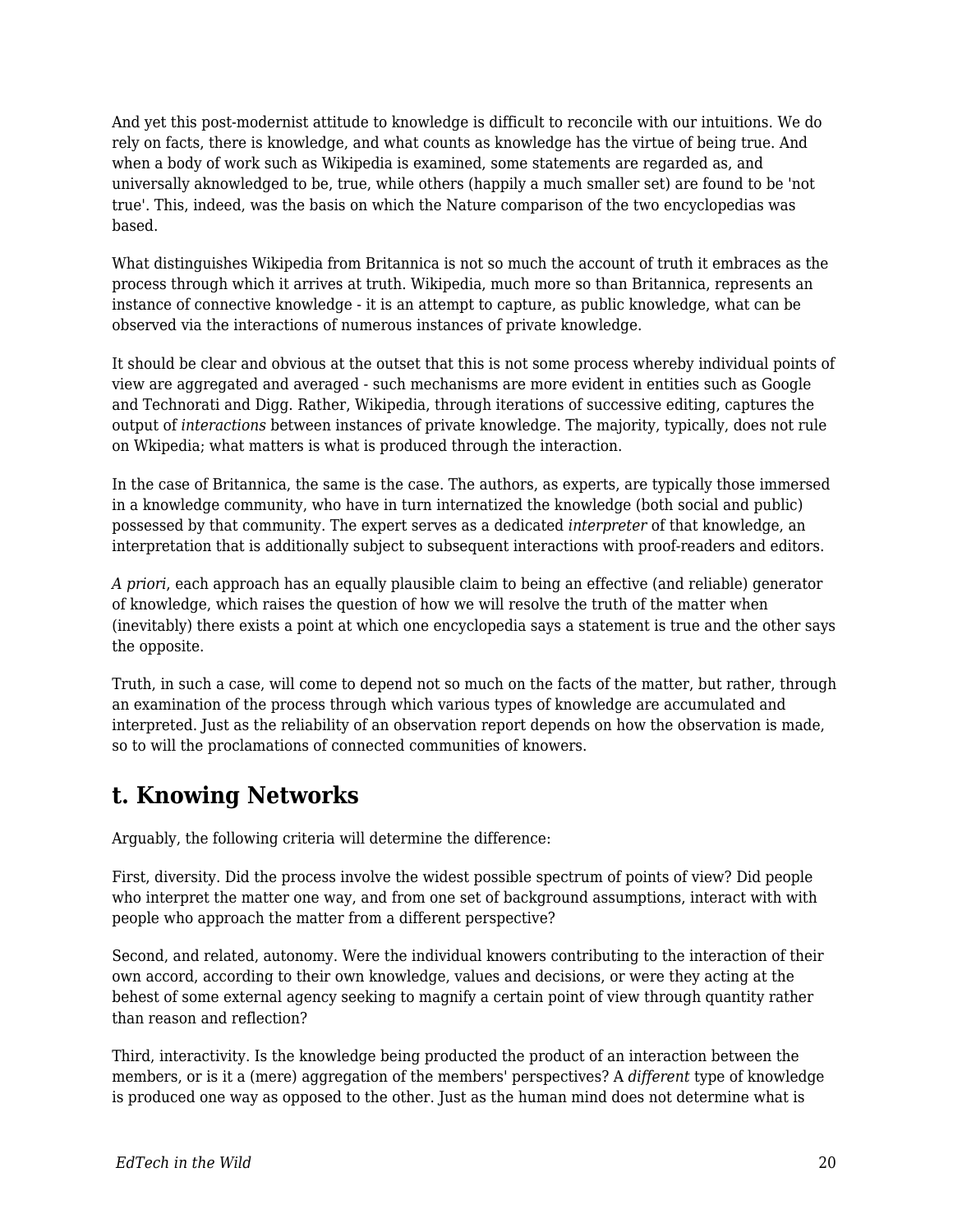And yet this post-modernist attitude to knowledge is difficult to reconcile with our intuitions. We do rely on facts, there is knowledge, and what counts as knowledge has the virtue of being true. And when a body of work such as Wikipedia is examined, some statements are regarded as, and universally aknowledged to be, true, while others (happily a much smaller set) are found to be 'not true'. This, indeed, was the basis on which the Nature comparison of the two encyclopedias was based.

What distinguishes Wikipedia from Britannica is not so much the account of truth it embraces as the process through which it arrives at truth. Wikipedia, much more so than Britannica, represents an instance of connective knowledge - it is an attempt to capture, as public knowledge, what can be observed via the interactions of numerous instances of private knowledge.

It should be clear and obvious at the outset that this is not some process whereby individual points of view are aggregated and averaged - such mechanisms are more evident in entities such as Google and Technorati and Digg. Rather, Wikipedia, through iterations of successive editing, captures the output of *interactions* between instances of private knowledge. The majority, typically, does not rule on Wkipedia; what matters is what is produced through the interaction.

In the case of Britannica, the same is the case. The authors, as experts, are typically those immersed in a knowledge community, who have in turn internatized the knowledge (both social and public) possessed by that community. The expert serves as a dedicated *interpreter* of that knowledge, an interpretation that is additionally subject to subsequent interactions with proof-readers and editors.

*A priori*, each approach has an equally plausible claim to being an effective (and reliable) generator of knowledge, which raises the question of how we will resolve the truth of the matter when (inevitably) there exists a point at which one encyclopedia says a statement is true and the other says the opposite.

Truth, in such a case, will come to depend not so much on the facts of the matter, but rather, through an examination of the process through which various types of knowledge are accumulated and interpreted. Just as the reliability of an observation report depends on how the observation is made, so to will the proclamations of connected communities of knowers.

## t. Knowing Networks

Arguably, the following criteria will determine the difference:

First, diversity. Did the process involve the widest possible spectrum of points of view? Did people who interpret the matter one way, and from one set of background assumptions, interact with with people who approach the matter from a different perspective?

Second, and related, autonomy. Were the individual knowers contributing to the interaction of their own accord, according to their own knowledge, values and decisions, or were they acting at the behest of some external agency seeking to magnify a certain point of view through quantity rather than reason and reflection?

Third, interactivity. Is the knowledge being producted the product of an interaction between the members, or is it a (mere) aggregation of the members' perspectives? A *different* type of knowledge is produced one way as opposed to the other. Just as the human mind does not determine what is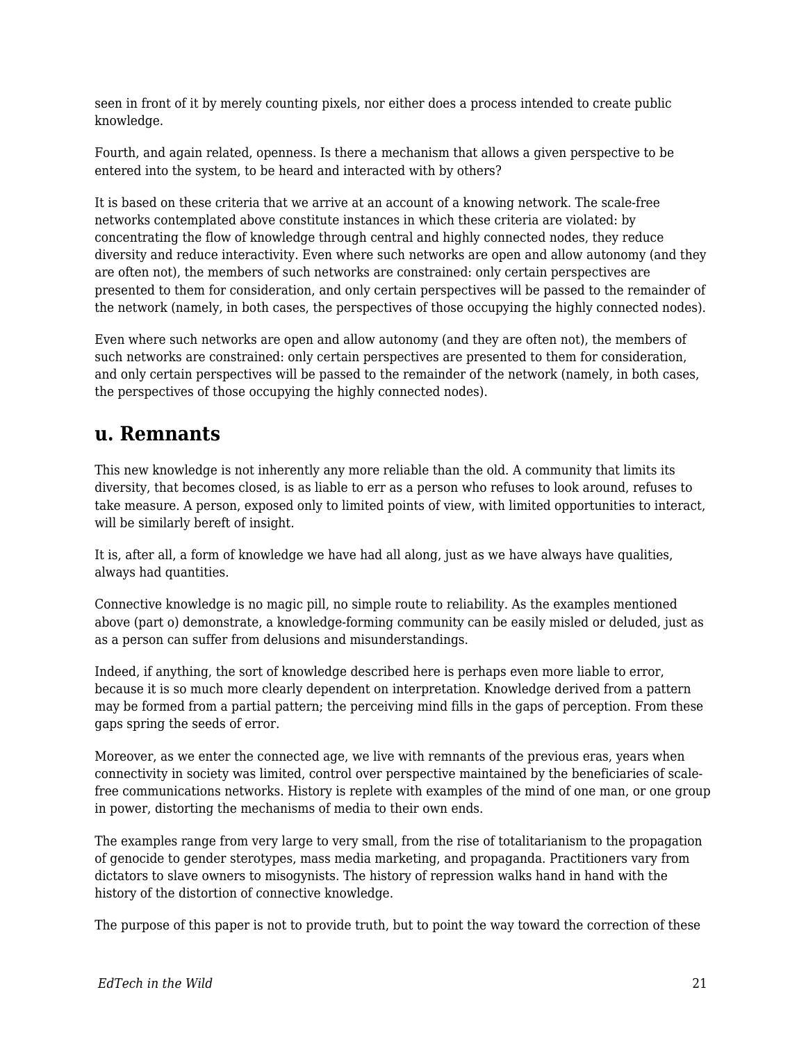seen in front of it by merely counting pixels, nor either does a process intended to create public knowledge.

Fourth, and again related, openness. Is there a mechanism that allows a given perspective to be entered into the system, to be heard and interacted with by others?

It is based on these criteria that we arrive at an account of a knowing network. The scale-free networks contemplated above constitute instances in which these criteria are violated: by concentrating the flow of knowledge through central and highly connected nodes, they reduce diversity and reduce interactivity. Even where such networks are open and allow autonomy (and they are often not), the members of such networks are constrained: only certain perspectives are presented to them for consideration, and only certain perspectives will be passed to the remainder of the network (namely, in both cases, the perspectives of those occupying the highly connected nodes).

Even where such networks are open and allow autonomy (and they are often not), the members of such networks are constrained: only certain perspectives are presented to them for consideration, and only certain perspectives will be passed to the remainder of the network (namely, in both cases, the perspectives of those occupying the highly connected nodes).

## u. Remnants

This new knowledge is not inherently any more reliable than the old. A community that limits its diversity, that becomes closed, is as liable to err as a person who refuses to look around, refuses to take measure. A person, exposed only to limited points of view, with limited opportunities to interact, will be similarly bereft of insight.

It is, after all, a form of knowledge we have had all along, just as we have always have qualities, always had quantities.

Connective knowledge is no magic pill, no simple route to reliability. As the examples mentioned above (part o) demonstrate, a knowledge-forming community can be easily misled or deluded, just as as a person can suffer from delusions and misunderstandings.

Indeed, if anything, the sort of knowledge described here is perhaps even more liable to error, because it is so much more clearly dependent on interpretation. Knowledge derived from a pattern may be formed from a partial pattern; the perceiving mind fills in the gaps of perception. From these gaps spring the seeds of error.

Moreover, as we enter the connected age, we live with remnants of the previous eras, years when connectivity in society was limited, control over perspective maintained by the beneficiaries of scale-free communications networks. History is replete with examples of the mind of one man, or one group in power, distorting the mechanisms of media to their own ends.

The examples range from very large to very small, from the rise of totalitarianism to the propagation of genocide to gender sterotypes, mass media marketing, and propaganda. Practitioners vary from dictators to slave owners to misogynists. The history of repression walks hand in hand with the history of the distortion of connective knowledge.

The purpose of this paper is not to provide truth, but to point the way toward the correction of these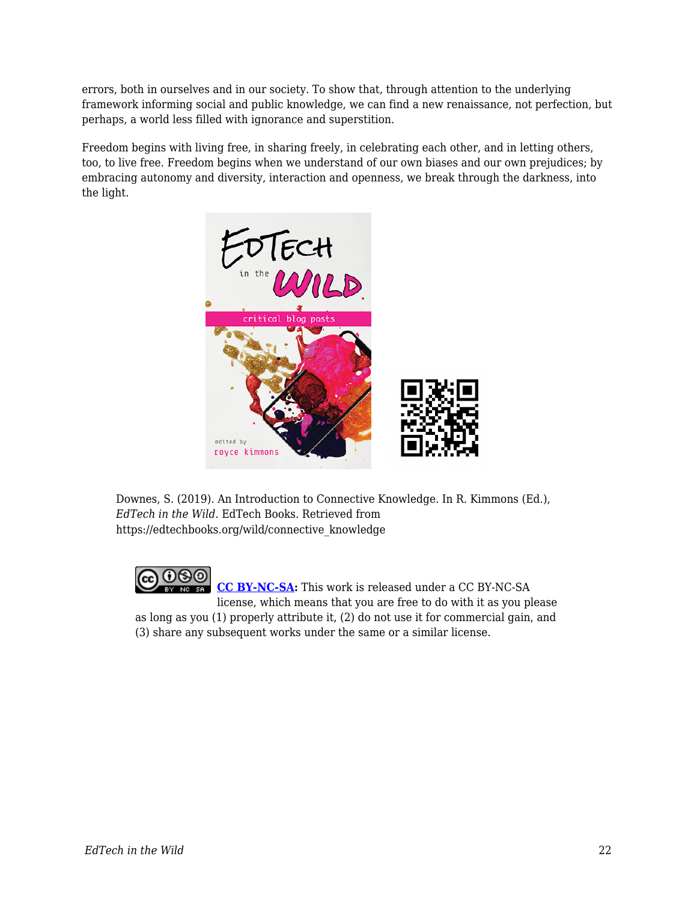errors, both in ourselves and in our society. To show that, through attention to the underlying framework informing social and public knowledge, we can find a new renaissance, not perfection, but perhaps, a world less filled with ignorance and superstition.

Freedom begins with living free, in sharing freely, in celebrating each other, and in letting others, too, to live free. Freedom begins when we understand of our own biases and our own prejudices; by embracing autonomy and diversity, interaction and openness, we break through the darkness, into the light.

Downes, S. (2019). An Introduction to Connective Knowledge. In R. Kimmons (Ed.), *EdTech in the Wild*. EdTech Books. Retrieved from https://edtechbooks.org/wild/connective_knowledge

**CC BY-NC-SA:** This work is released under a CC BY-NC-SA license, which means that you are free to do with it as you please as long as you (1) properly attribute it, (2) do not use it for commercial gain, and (3) share any subsequent works under the same or a similar license.